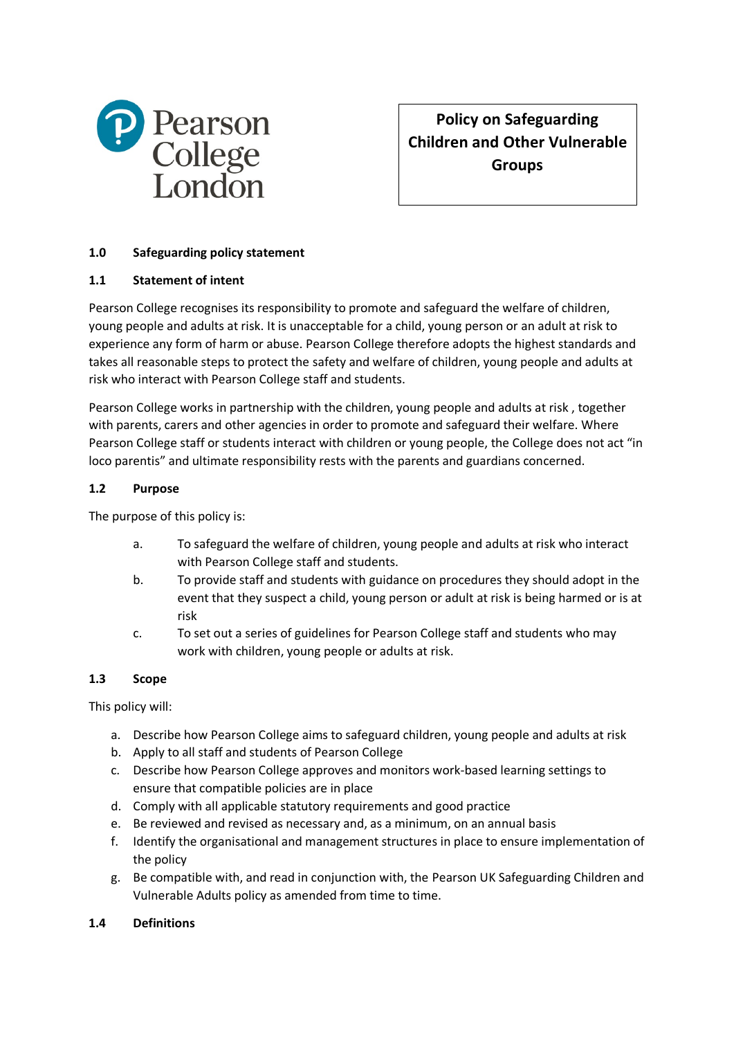Pearson College London

# Policy on Safeguarding Children and Other Vulnerable Groups

## 1.0 Safeguarding policy statement

### 1.1 Statement of intent

Pearson College recognises its responsibility to promote and safeguard the welfare of children, young people and adults at risk. It is unacceptable for a child, young person or an adult at risk to experience any form of harm or abuse. Pearson College therefore adopts the highest standards and takes all reasonable steps to protect the safety and welfare of children, young people and adults at risk who interact with Pearson College staff and students.

Pearson College works in partnership with the children, young people and adults at risk , together with parents, carers and other agencies in order to promote and safeguard their welfare. Where Pearson College staff or students interact with children or young people, the College does not act "in loco parentis" and ultimate responsibility rests with the parents and guardians concerned.

### 1.2 Purpose

The purpose of this policy is:

a. To safeguard the welfare of children, young people and adults at risk who interact with Pearson College staff and students.
b. To provide staff and students with guidance on procedures they should adopt in the event that they suspect a child, young person or adult at risk is being harmed or is at risk
c. To set out a series of guidelines for Pearson College staff and students who may work with children, young people or adults at risk.

### 1.3 Scope

This policy will:

a. Describe how Pearson College aims to safeguard children, young people and adults at risk
b. Apply to all staff and students of Pearson College
c. Describe how Pearson College approves and monitors work-based learning settings to ensure that compatible policies are in place
d. Comply with all applicable statutory requirements and good practice
e. Be reviewed and revised as necessary and, as a minimum, on an annual basis
f. Identify the organisational and management structures in place to ensure implementation of the policy
g. Be compatible with, and read in conjunction with, the Pearson UK Safeguarding Children and Vulnerable Adults policy as amended from time to time.

### 1.4 Definitions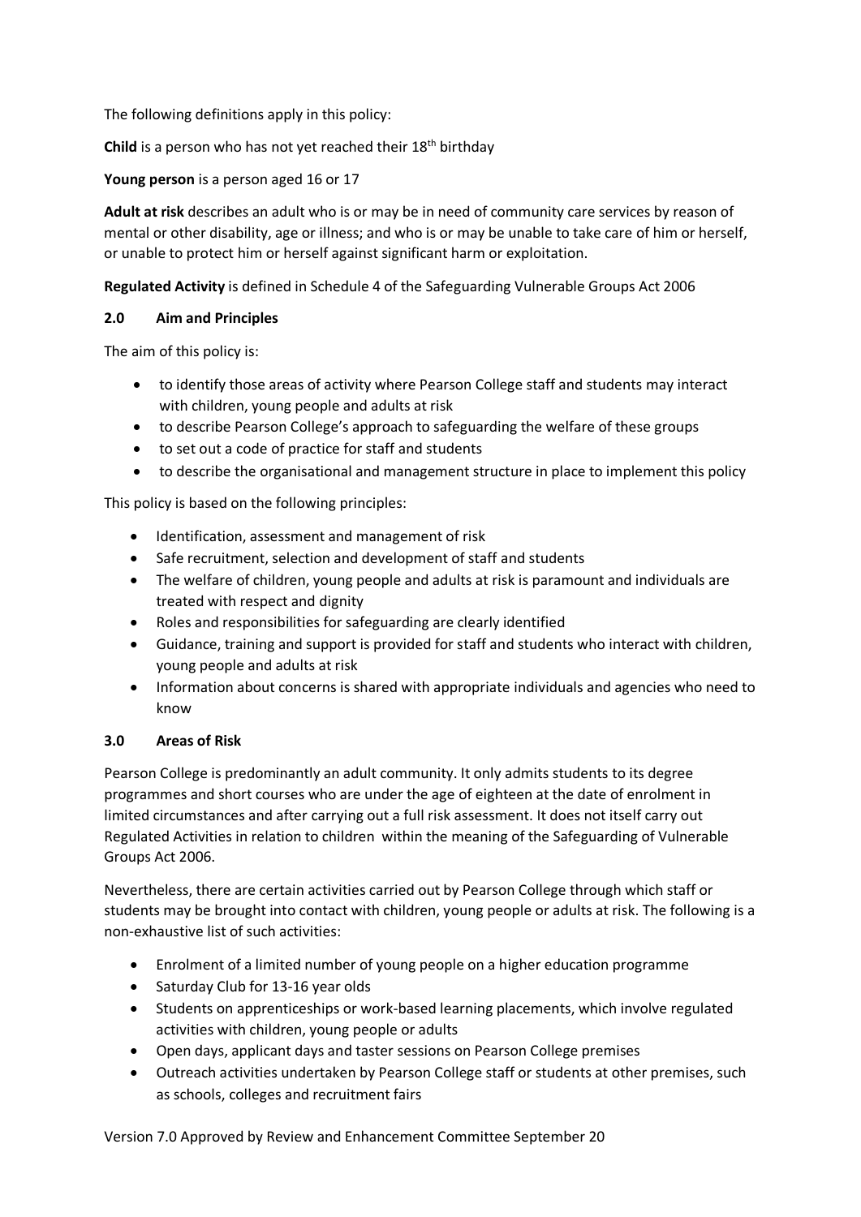The following definitions apply in this policy:

**Child** is a person who has not yet reached their 18th birthday

**Young person** is a person aged 16 or 17

**Adult at risk** describes an adult who is or may be in need of community care services by reason of mental or other disability, age or illness; and who is or may be unable to take care of him or herself, or unable to protect him or herself against significant harm or exploitation.

**Regulated Activity** is defined in Schedule 4 of the Safeguarding Vulnerable Groups Act 2006

## 2.0 Aim and Principles

The aim of this policy is:

- to identify those areas of activity where Pearson College staff and students may interact with children, young people and adults at risk
- to describe Pearson College's approach to safeguarding the welfare of these groups
- to set out a code of practice for staff and students
- to describe the organisational and management structure in place to implement this policy

This policy is based on the following principles:

- Identification, assessment and management of risk
- Safe recruitment, selection and development of staff and students
- The welfare of children, young people and adults at risk is paramount and individuals are treated with respect and dignity
- Roles and responsibilities for safeguarding are clearly identified
- Guidance, training and support is provided for staff and students who interact with children, young people and adults at risk
- Information about concerns is shared with appropriate individuals and agencies who need to know

## 3.0 Areas of Risk

Pearson College is predominantly an adult community. It only admits students to its degree programmes and short courses who are under the age of eighteen at the date of enrolment in limited circumstances and after carrying out a full risk assessment. It does not itself carry out Regulated Activities in relation to children within the meaning of the Safeguarding of Vulnerable Groups Act 2006.

Nevertheless, there are certain activities carried out by Pearson College through which staff or students may be brought into contact with children, young people or adults at risk. The following is a non-exhaustive list of such activities:

- Enrolment of a limited number of young people on a higher education programme
- Saturday Club for 13-16 year olds
- Students on apprenticeships or work-based learning placements, which involve regulated activities with children, young people or adults
- Open days, applicant days and taster sessions on Pearson College premises
- Outreach activities undertaken by Pearson College staff or students at other premises, such as schools, colleges and recruitment fairs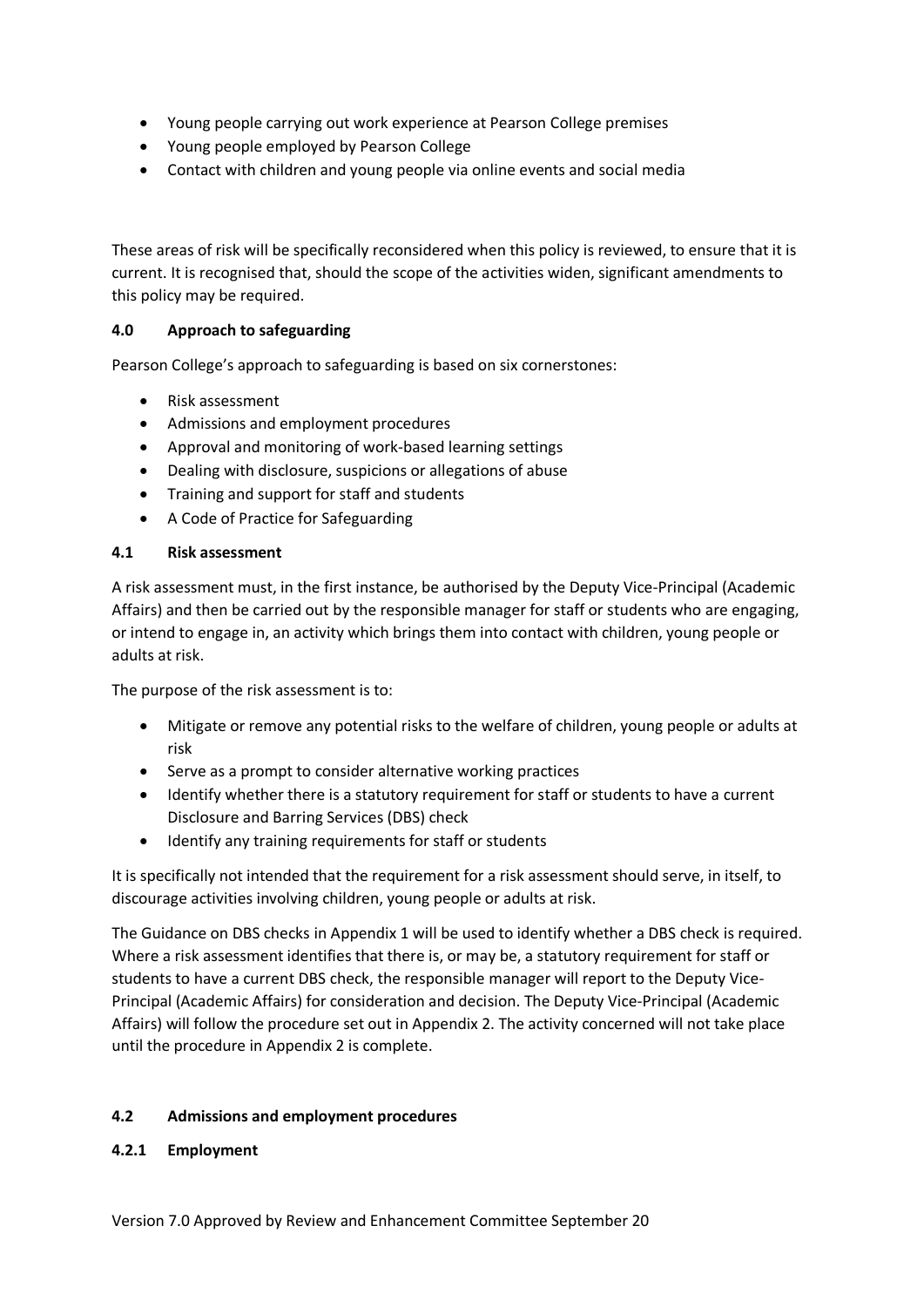- Young people carrying out work experience at Pearson College premises
- Young people employed by Pearson College
- Contact with children and young people via online events and social media

These areas of risk will be specifically reconsidered when this policy is reviewed, to ensure that it is current. It is recognised that, should the scope of the activities widen, significant amendments to this policy may be required.

### 4.0 Approach to safeguarding

Pearson College's approach to safeguarding is based on six cornerstones:

- Risk assessment
- Admissions and employment procedures
- Approval and monitoring of work-based learning settings
- Dealing with disclosure, suspicions or allegations of abuse
- Training and support for staff and students
- A Code of Practice for Safeguarding

### 4.1 Risk assessment

A risk assessment must, in the first instance, be authorised by the Deputy Vice-Principal (Academic Affairs) and then be carried out by the responsible manager for staff or students who are engaging, or intend to engage in, an activity which brings them into contact with children, young people or adults at risk.

The purpose of the risk assessment is to:

- Mitigate or remove any potential risks to the welfare of children, young people or adults at risk
- Serve as a prompt to consider alternative working practices
- Identify whether there is a statutory requirement for staff or students to have a current Disclosure and Barring Services (DBS) check
- Identify any training requirements for staff or students

It is specifically not intended that the requirement for a risk assessment should serve, in itself, to discourage activities involving children, young people or adults at risk.

The Guidance on DBS checks in Appendix 1 will be used to identify whether a DBS check is required. Where a risk assessment identifies that there is, or may be, a statutory requirement for staff or students to have a current DBS check, the responsible manager will report to the Deputy Vice-Principal (Academic Affairs) for consideration and decision. The Deputy Vice-Principal (Academic Affairs) will follow the procedure set out in Appendix 2. The activity concerned will not take place until the procedure in Appendix 2 is complete.

### 4.2 Admissions and employment procedures

#### 4.2.1 Employment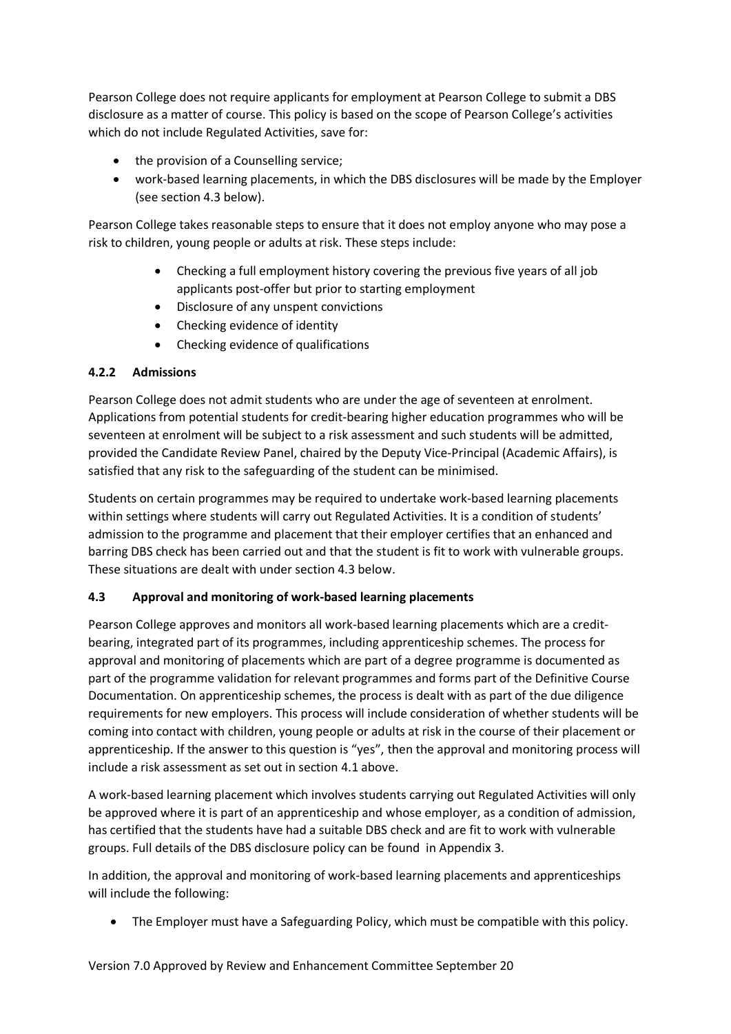Pearson College does not require applicants for employment at Pearson College to submit a DBS disclosure as a matter of course. This policy is based on the scope of Pearson College's activities which do not include Regulated Activities, save for:

- the provision of a Counselling service;
- work-based learning placements, in which the DBS disclosures will be made by the Employer (see section 4.3 below).

Pearson College takes reasonable steps to ensure that it does not employ anyone who may pose a risk to children, young people or adults at risk. These steps include:

- Checking a full employment history covering the previous five years of all job applicants post-offer but prior to starting employment
- Disclosure of any unspent convictions
- Checking evidence of identity
- Checking evidence of qualifications

### 4.2.2 Admissions

Pearson College does not admit students who are under the age of seventeen at enrolment. Applications from potential students for credit-bearing higher education programmes who will be seventeen at enrolment will be subject to a risk assessment and such students will be admitted, provided the Candidate Review Panel, chaired by the Deputy Vice-Principal (Academic Affairs), is satisfied that any risk to the safeguarding of the student can be minimised.

Students on certain programmes may be required to undertake work-based learning placements within settings where students will carry out Regulated Activities. It is a condition of students' admission to the programme and placement that their employer certifies that an enhanced and barring DBS check has been carried out and that the student is fit to work with vulnerable groups. These situations are dealt with under section 4.3 below.

### 4.3 Approval and monitoring of work-based learning placements

Pearson College approves and monitors all work-based learning placements which are a credit-bearing, integrated part of its programmes, including apprenticeship schemes. The process for approval and monitoring of placements which are part of a degree programme is documented as part of the programme validation for relevant programmes and forms part of the Definitive Course Documentation. On apprenticeship schemes, the process is dealt with as part of the due diligence requirements for new employers. This process will include consideration of whether students will be coming into contact with children, young people or adults at risk in the course of their placement or apprenticeship. If the answer to this question is "yes", then the approval and monitoring process will include a risk assessment as set out in section 4.1 above.

A work-based learning placement which involves students carrying out Regulated Activities will only be approved where it is part of an apprenticeship and whose employer, as a condition of admission, has certified that the students have had a suitable DBS check and are fit to work with vulnerable groups. Full details of the DBS disclosure policy can be found in Appendix 3.

In addition, the approval and monitoring of work-based learning placements and apprenticeships will include the following:

- The Employer must have a Safeguarding Policy, which must be compatible with this policy.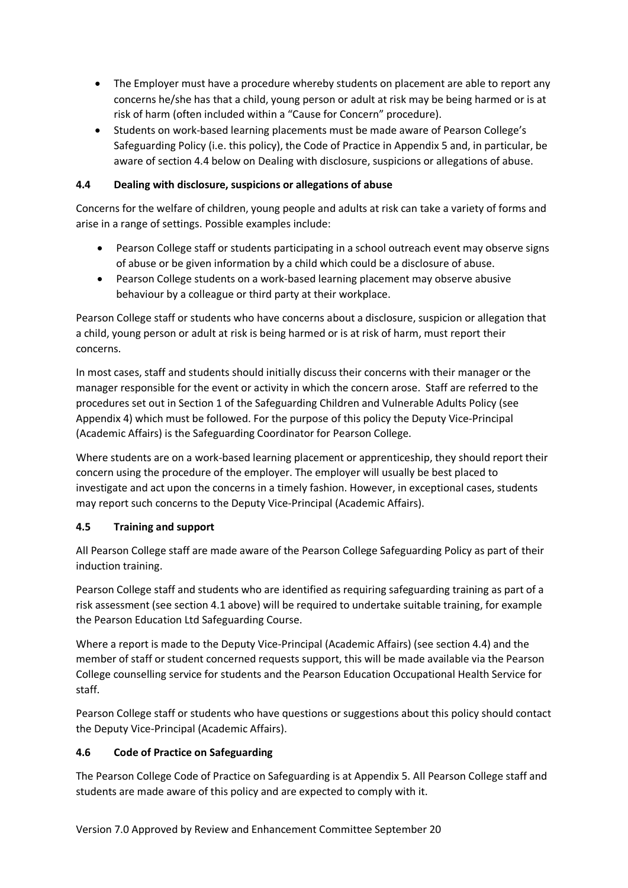- The Employer must have a procedure whereby students on placement are able to report any concerns he/she has that a child, young person or adult at risk may be being harmed or is at risk of harm (often included within a "Cause for Concern" procedure).
- Students on work-based learning placements must be made aware of Pearson College's Safeguarding Policy (i.e. this policy), the Code of Practice in Appendix 5 and, in particular, be aware of section 4.4 below on Dealing with disclosure, suspicions or allegations of abuse.

### 4.4 Dealing with disclosure, suspicions or allegations of abuse

Concerns for the welfare of children, young people and adults at risk can take a variety of forms and arise in a range of settings. Possible examples include:

- Pearson College staff or students participating in a school outreach event may observe signs of abuse or be given information by a child which could be a disclosure of abuse.
- Pearson College students on a work-based learning placement may observe abusive behaviour by a colleague or third party at their workplace.

Pearson College staff or students who have concerns about a disclosure, suspicion or allegation that a child, young person or adult at risk is being harmed or is at risk of harm, must report their concerns.

In most cases, staff and students should initially discuss their concerns with their manager or the manager responsible for the event or activity in which the concern arose. Staff are referred to the procedures set out in Section 1 of the Safeguarding Children and Vulnerable Adults Policy (see Appendix 4) which must be followed. For the purpose of this policy the Deputy Vice-Principal (Academic Affairs) is the Safeguarding Coordinator for Pearson College.

Where students are on a work-based learning placement or apprenticeship, they should report their concern using the procedure of the employer. The employer will usually be best placed to investigate and act upon the concerns in a timely fashion. However, in exceptional cases, students may report such concerns to the Deputy Vice-Principal (Academic Affairs).

### 4.5 Training and support

All Pearson College staff are made aware of the Pearson College Safeguarding Policy as part of their induction training.

Pearson College staff and students who are identified as requiring safeguarding training as part of a risk assessment (see section 4.1 above) will be required to undertake suitable training, for example the Pearson Education Ltd Safeguarding Course.

Where a report is made to the Deputy Vice-Principal (Academic Affairs) (see section 4.4) and the member of staff or student concerned requests support, this will be made available via the Pearson College counselling service for students and the Pearson Education Occupational Health Service for staff.

Pearson College staff or students who have questions or suggestions about this policy should contact the Deputy Vice-Principal (Academic Affairs).

### 4.6 Code of Practice on Safeguarding

The Pearson College Code of Practice on Safeguarding is at Appendix 5. All Pearson College staff and students are made aware of this policy and are expected to comply with it.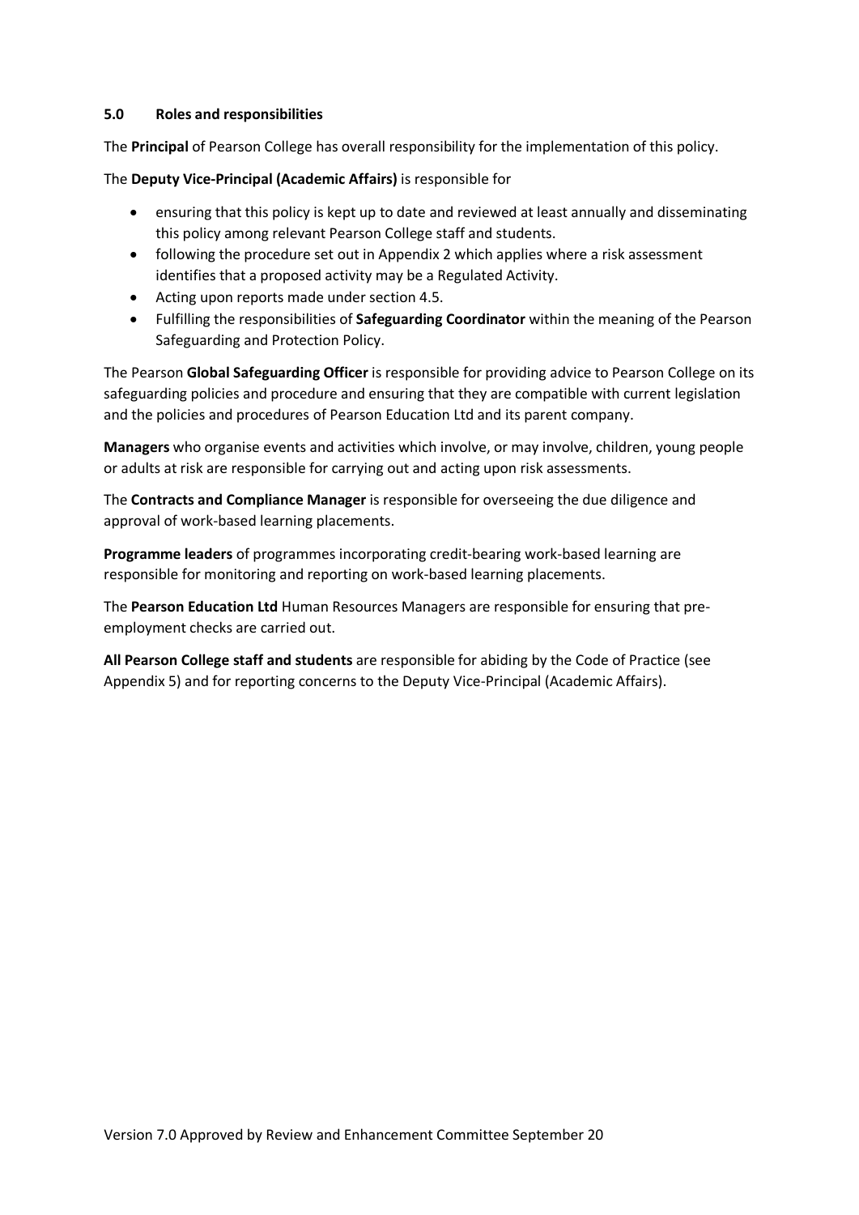## 5.0 Roles and responsibilities

The **Principal** of Pearson College has overall responsibility for the implementation of this policy.

The **Deputy Vice-Principal (Academic Affairs)** is responsible for

- ensuring that this policy is kept up to date and reviewed at least annually and disseminating this policy among relevant Pearson College staff and students.
- following the procedure set out in Appendix 2 which applies where a risk assessment identifies that a proposed activity may be a Regulated Activity.
- Acting upon reports made under section 4.5.
- Fulfilling the responsibilities of **Safeguarding Coordinator** within the meaning of the Pearson Safeguarding and Protection Policy.

The Pearson **Global Safeguarding Officer** is responsible for providing advice to Pearson College on its safeguarding policies and procedure and ensuring that they are compatible with current legislation and the policies and procedures of Pearson Education Ltd and its parent company.

**Managers** who organise events and activities which involve, or may involve, children, young people or adults at risk are responsible for carrying out and acting upon risk assessments.

The **Contracts and Compliance Manager** is responsible for overseeing the due diligence and approval of work-based learning placements.

**Programme leaders** of programmes incorporating credit-bearing work-based learning are responsible for monitoring and reporting on work-based learning placements.

The **Pearson Education Ltd** Human Resources Managers are responsible for ensuring that pre-employment checks are carried out.

**All Pearson College staff and students** are responsible for abiding by the Code of Practice (see Appendix 5) and for reporting concerns to the Deputy Vice-Principal (Academic Affairs).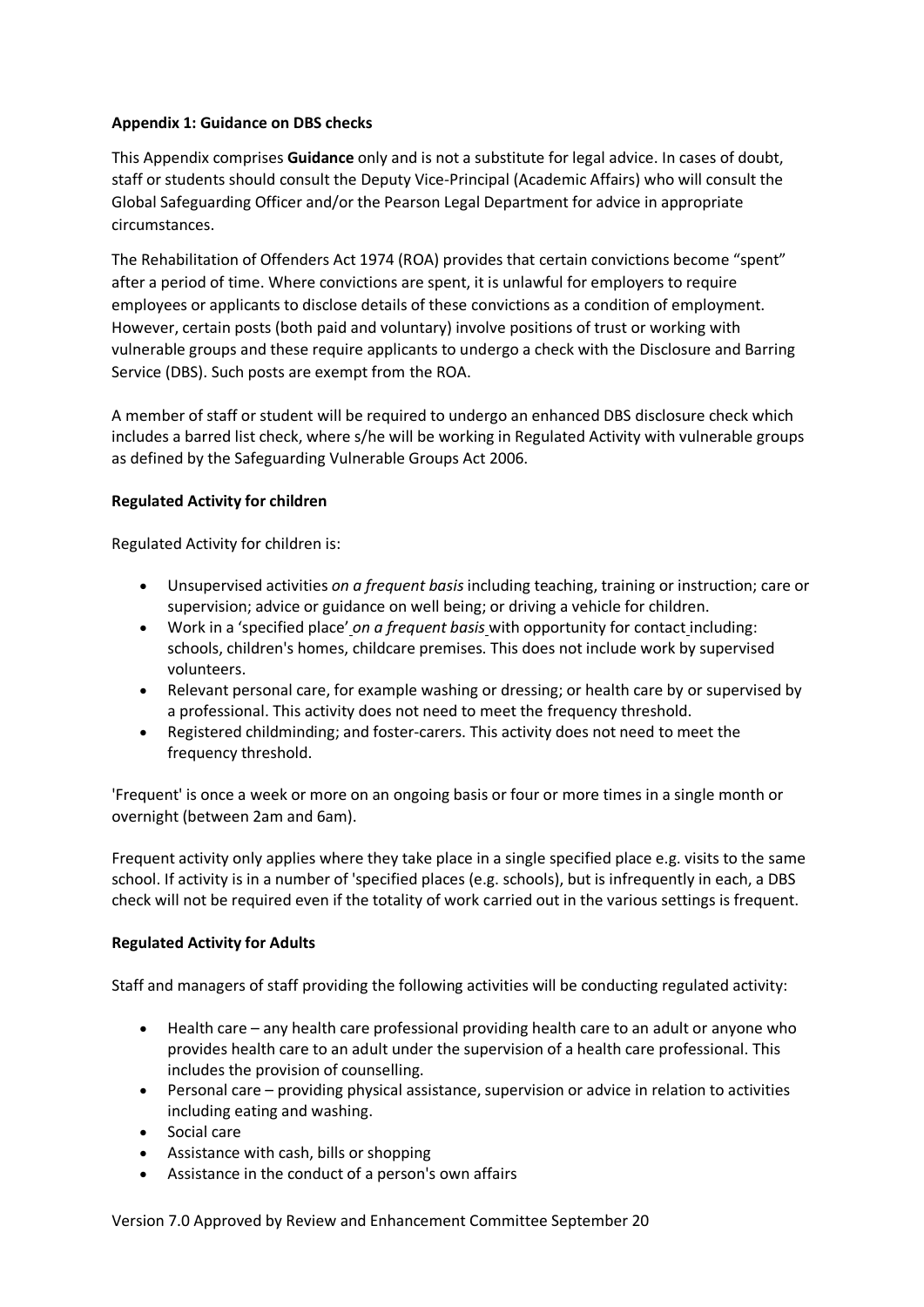**Appendix 1: Guidance on DBS checks**

This Appendix comprises **Guidance** only and is not a substitute for legal advice. In cases of doubt, staff or students should consult the Deputy Vice-Principal (Academic Affairs) who will consult the Global Safeguarding Officer and/or the Pearson Legal Department for advice in appropriate circumstances.

The Rehabilitation of Offenders Act 1974 (ROA) provides that certain convictions become "spent" after a period of time. Where convictions are spent, it is unlawful for employers to require employees or applicants to disclose details of these convictions as a condition of employment. However, certain posts (both paid and voluntary) involve positions of trust or working with vulnerable groups and these require applicants to undergo a check with the Disclosure and Barring Service (DBS). Such posts are exempt from the ROA.

A member of staff or student will be required to undergo an enhanced DBS disclosure check which includes a barred list check, where s/he will be working in Regulated Activity with vulnerable groups as defined by the Safeguarding Vulnerable Groups Act 2006.

**Regulated Activity for children**

Regulated Activity for children is:

- Unsupervised activities *on a frequent basis* including teaching, training or instruction; care or supervision; advice or guidance on well being; or driving a vehicle for children.
- Work in a 'specified place' *on a frequent basis* with opportunity for contact including: schools, children's homes, childcare premises. This does not include work by supervised volunteers.
- Relevant personal care, for example washing or dressing; or health care by or supervised by a professional. This activity does not need to meet the frequency threshold.
- Registered childminding; and foster-carers. This activity does not need to meet the frequency threshold.

'Frequent' is once a week or more on an ongoing basis or four or more times in a single month or overnight (between 2am and 6am).

Frequent activity only applies where they take place in a single specified place e.g. visits to the same school. If activity is in a number of 'specified places (e.g. schools), but is infrequently in each, a DBS check will not be required even if the totality of work carried out in the various settings is frequent.

**Regulated Activity for Adults**

Staff and managers of staff providing the following activities will be conducting regulated activity:

- Health care – any health care professional providing health care to an adult or anyone who provides health care to an adult under the supervision of a health care professional. This includes the provision of counselling.
- Personal care – providing physical assistance, supervision or advice in relation to activities including eating and washing.
- Social care
- Assistance with cash, bills or shopping
- Assistance in the conduct of a person's own affairs

Version 7.0 Approved by Review and Enhancement Committee September 20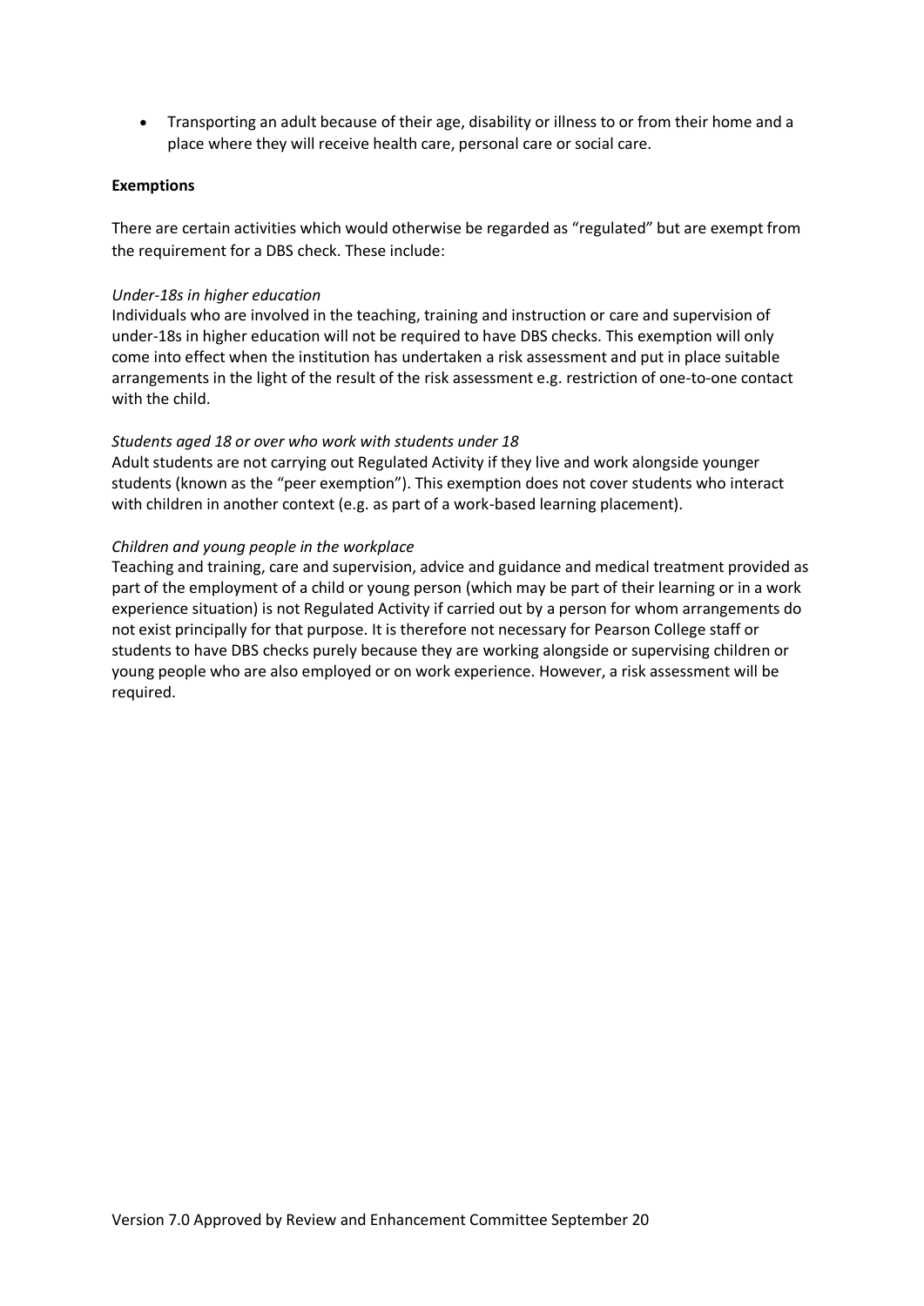- Transporting an adult because of their age, disability or illness to or from their home and a place where they will receive health care, personal care or social care.

**Exemptions**

There are certain activities which would otherwise be regarded as "regulated" but are exempt from the requirement for a DBS check. These include:

*Under-18s in higher education*
Individuals who are involved in the teaching, training and instruction or care and supervision of under-18s in higher education will not be required to have DBS checks. This exemption will only come into effect when the institution has undertaken a risk assessment and put in place suitable arrangements in the light of the result of the risk assessment e.g. restriction of one-to-one contact with the child.

*Students aged 18 or over who work with students under 18*
Adult students are not carrying out Regulated Activity if they live and work alongside younger students (known as the "peer exemption"). This exemption does not cover students who interact with children in another context (e.g. as part of a work-based learning placement).

*Children and young people in the workplace*
Teaching and training, care and supervision, advice and guidance and medical treatment provided as part of the employment of a child or young person (which may be part of their learning or in a work experience situation) is not Regulated Activity if carried out by a person for whom arrangements do not exist principally for that purpose. It is therefore not necessary for Pearson College staff or students to have DBS checks purely because they are working alongside or supervising children or young people who are also employed or on work experience. However, a risk assessment will be required.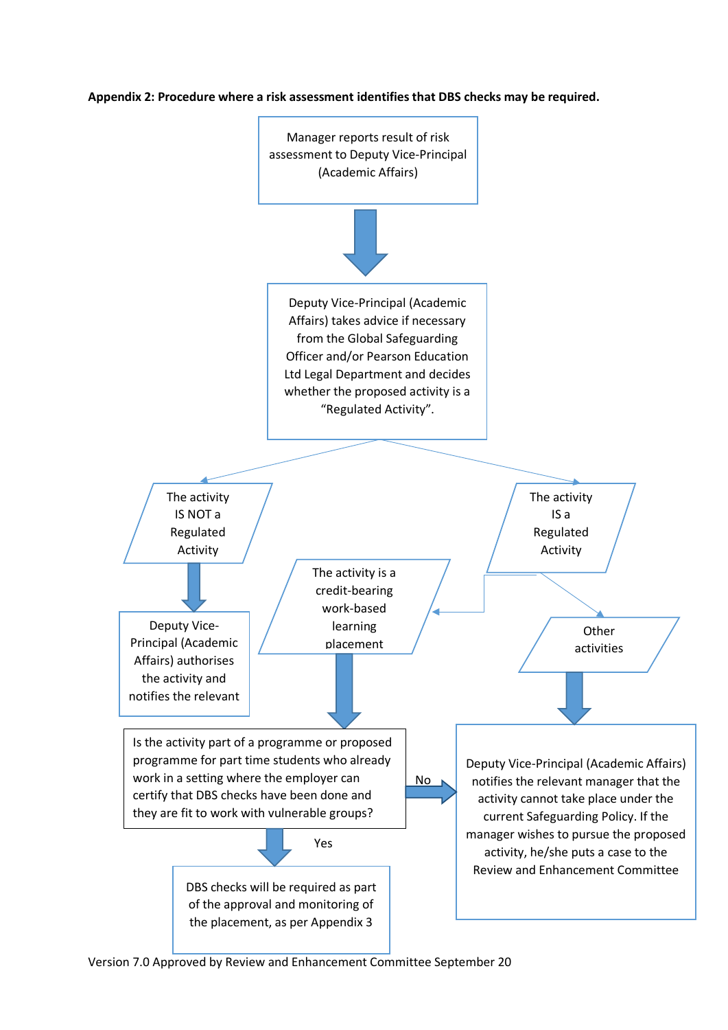**Appendix 2: Procedure where a risk assessment identifies that DBS checks may be required.**

Manager reports result of risk assessment to Deputy Vice-Principal (Academic Affairs)

Deputy Vice-Principal (Academic Affairs) takes advice if necessary from the Global Safeguarding Officer and/or Pearson Education Ltd Legal Department and decides whether the proposed activity is a "Regulated Activity".

The activity IS NOT a Regulated Activity

Deputy Vice-Principal (Academic Affairs) authorises the activity and notifies the relevant

The activity IS a Regulated Activity

The activity is a credit-bearing work-based learning placement

Other activities

Is the activity part of a programme or proposed programme for part time students who already work in a setting where the employer can certify that DBS checks have been done and they are fit to work with vulnerable groups?

No

Deputy Vice-Principal (Academic Affairs) notifies the relevant manager that the activity cannot take place under the current Safeguarding Policy. If the manager wishes to pursue the proposed activity, he/she puts a case to the Review and Enhancement Committee

Yes

DBS checks will be required as part of the approval and monitoring of the placement, as per Appendix 3

Version 7.0 Approved by Review and Enhancement Committee September 20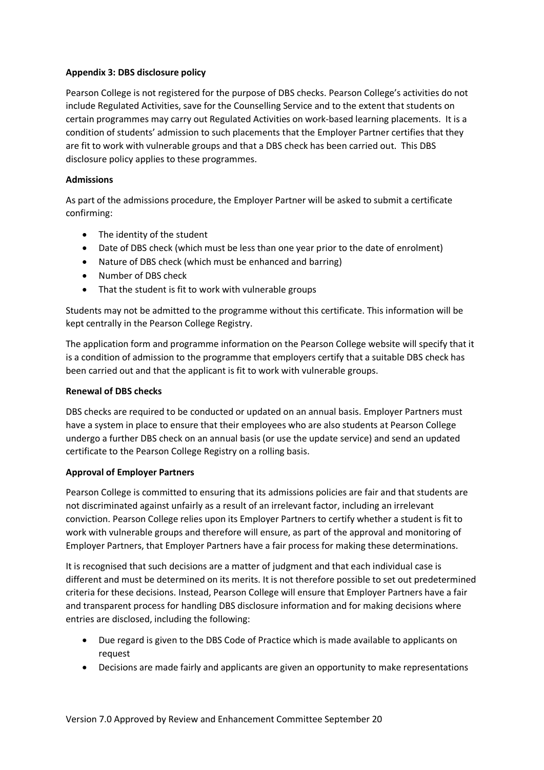**Appendix 3: DBS disclosure policy**

Pearson College is not registered for the purpose of DBS checks. Pearson College's activities do not include Regulated Activities, save for the Counselling Service and to the extent that students on certain programmes may carry out Regulated Activities on work-based learning placements. It is a condition of students' admission to such placements that the Employer Partner certifies that they are fit to work with vulnerable groups and that a DBS check has been carried out. This DBS disclosure policy applies to these programmes.

**Admissions**

As part of the admissions procedure, the Employer Partner will be asked to submit a certificate confirming:

- The identity of the student
- Date of DBS check (which must be less than one year prior to the date of enrolment)
- Nature of DBS check (which must be enhanced and barring)
- Number of DBS check
- That the student is fit to work with vulnerable groups

Students may not be admitted to the programme without this certificate. This information will be kept centrally in the Pearson College Registry.

The application form and programme information on the Pearson College website will specify that it is a condition of admission to the programme that employers certify that a suitable DBS check has been carried out and that the applicant is fit to work with vulnerable groups.

**Renewal of DBS checks**

DBS checks are required to be conducted or updated on an annual basis. Employer Partners must have a system in place to ensure that their employees who are also students at Pearson College undergo a further DBS check on an annual basis (or use the update service) and send an updated certificate to the Pearson College Registry on a rolling basis.

**Approval of Employer Partners**

Pearson College is committed to ensuring that its admissions policies are fair and that students are not discriminated against unfairly as a result of an irrelevant factor, including an irrelevant conviction. Pearson College relies upon its Employer Partners to certify whether a student is fit to work with vulnerable groups and therefore will ensure, as part of the approval and monitoring of Employer Partners, that Employer Partners have a fair process for making these determinations.

It is recognised that such decisions are a matter of judgment and that each individual case is different and must be determined on its merits. It is not therefore possible to set out predetermined criteria for these decisions. Instead, Pearson College will ensure that Employer Partners have a fair and transparent process for handling DBS disclosure information and for making decisions where entries are disclosed, including the following:

- Due regard is given to the DBS Code of Practice which is made available to applicants on request
- Decisions are made fairly and applicants are given an opportunity to make representations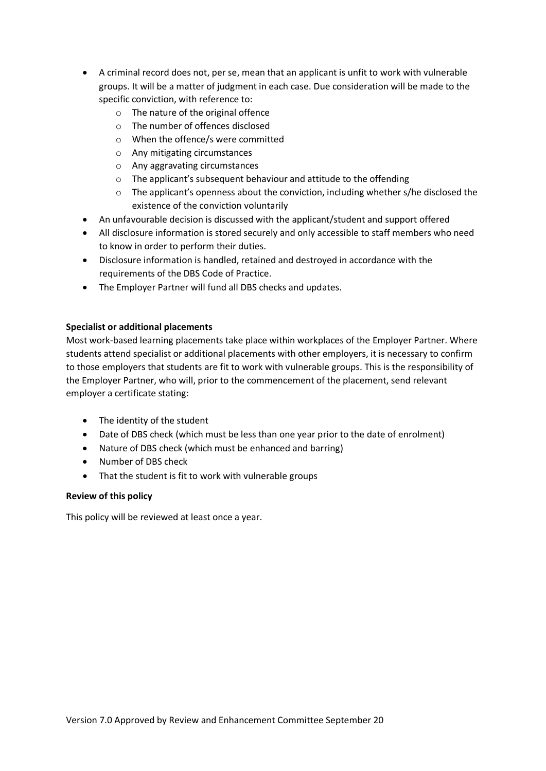- A criminal record does not, per se, mean that an applicant is unfit to work with vulnerable groups. It will be a matter of judgment in each case. Due consideration will be made to the specific conviction, with reference to:
  - The nature of the original offence
  - The number of offences disclosed
  - When the offence/s were committed
  - Any mitigating circumstances
  - Any aggravating circumstances
  - The applicant's subsequent behaviour and attitude to the offending
  - The applicant's openness about the conviction, including whether s/he disclosed the existence of the conviction voluntarily
- An unfavourable decision is discussed with the applicant/student and support offered
- All disclosure information is stored securely and only accessible to staff members who need to know in order to perform their duties.
- Disclosure information is handled, retained and destroyed in accordance with the requirements of the DBS Code of Practice.
- The Employer Partner will fund all DBS checks and updates.

**Specialist or additional placements**

Most work-based learning placements take place within workplaces of the Employer Partner. Where students attend specialist or additional placements with other employers, it is necessary to confirm to those employers that students are fit to work with vulnerable groups. This is the responsibility of the Employer Partner, who will, prior to the commencement of the placement, send relevant employer a certificate stating:

- The identity of the student
- Date of DBS check (which must be less than one year prior to the date of enrolment)
- Nature of DBS check (which must be enhanced and barring)
- Number of DBS check
- That the student is fit to work with vulnerable groups

**Review of this policy**

This policy will be reviewed at least once a year.

Version 7.0 Approved by Review and Enhancement Committee September 20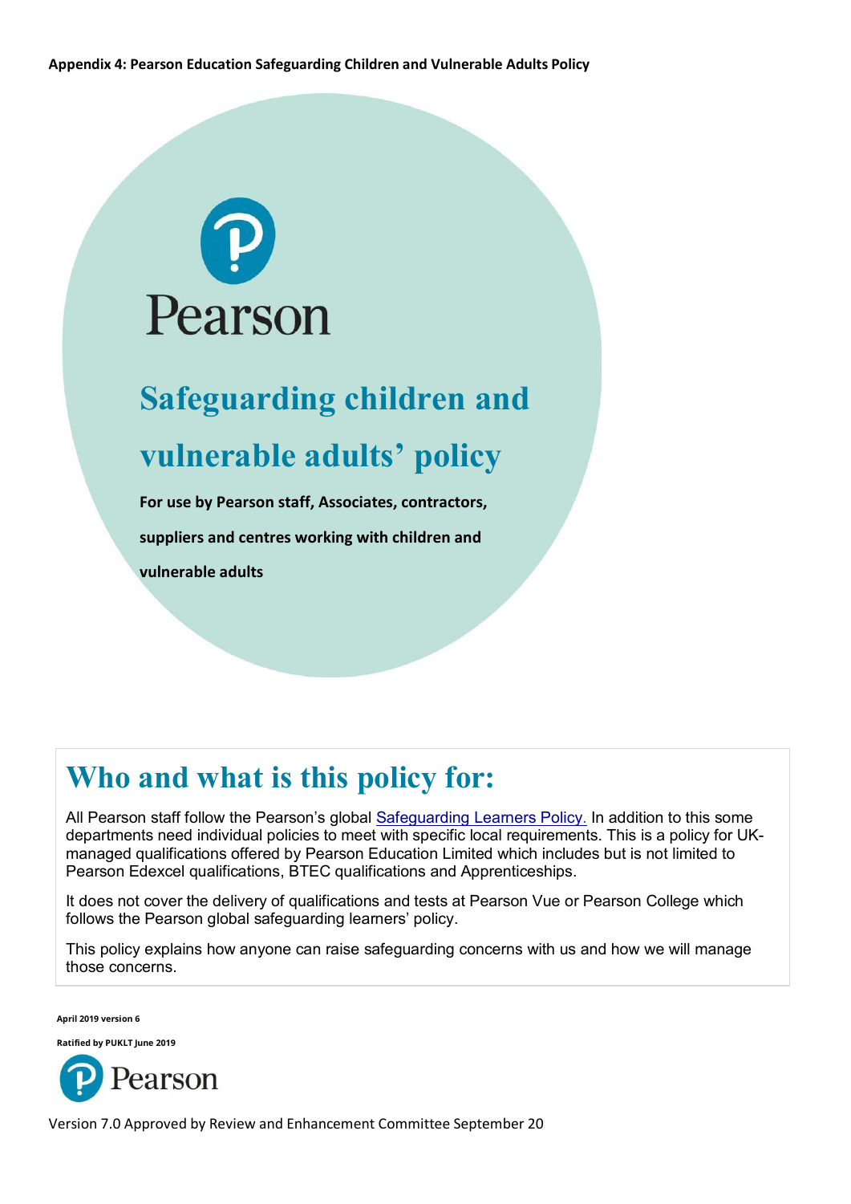**Appendix 4: Pearson Education Safeguarding Children and Vulnerable Adults Policy**

Pearson

# Safeguarding children and vulnerable adults' policy

**For use by Pearson staff, Associates, contractors, suppliers and centres working with children and vulnerable adults**

## Who and what is this policy for:

All Pearson staff follow the Pearson's global [Safeguarding Learners Policy.](#) In addition to this some departments need individual policies to meet with specific local requirements. This is a policy for UK-managed qualifications offered by Pearson Education Limited which includes but is not limited to Pearson Edexcel qualifications, BTEC qualifications and Apprenticeships.

It does not cover the delivery of qualifications and tests at Pearson Vue or Pearson College which follows the Pearson global safeguarding learners' policy.

This policy explains how anyone can raise safeguarding concerns with us and how we will manage those concerns.

**April 2019 version 6**

**Ratified by PUKLT June 2019**

Pearson

Version 7.0 Approved by Review and Enhancement Committee September 20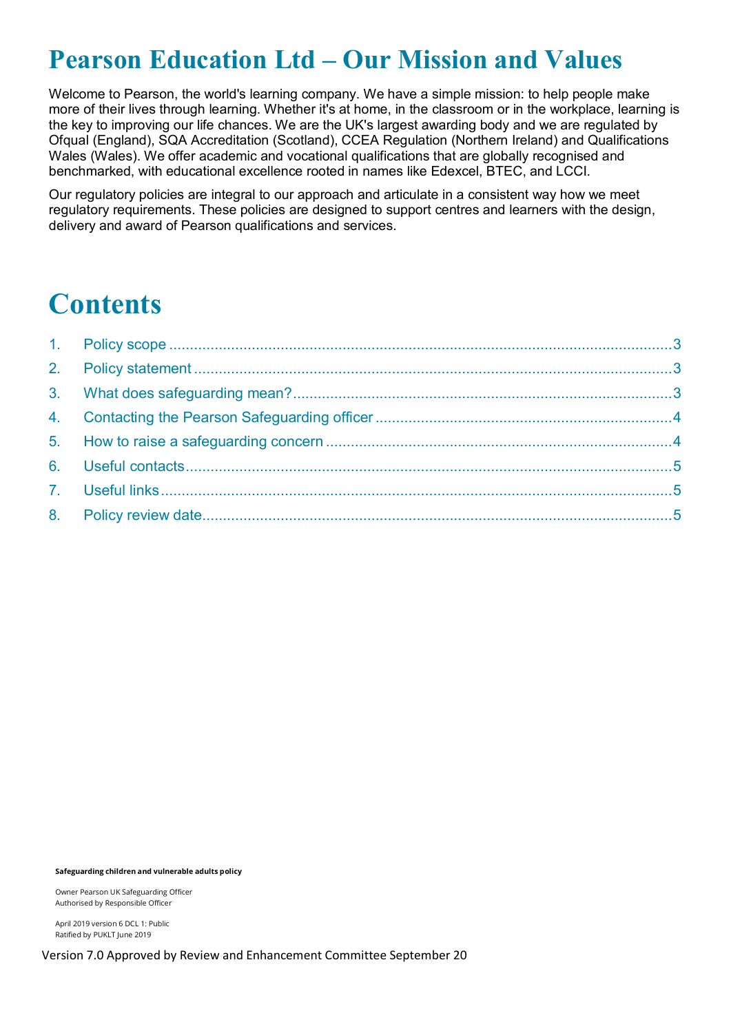# Pearson Education Ltd – Our Mission and Values

Welcome to Pearson, the world's learning company. We have a simple mission: to help people make more of their lives through learning. Whether it's at home, in the classroom or in the workplace, learning is the key to improving our life chances. We are the UK's largest awarding body and we are regulated by Ofqual (England), SQA Accreditation (Scotland), CCEA Regulation (Northern Ireland) and Qualifications Wales (Wales). We offer academic and vocational qualifications that are globally recognised and benchmarked, with educational excellence rooted in names like Edexcel, BTEC, and LCCI.

Our regulatory policies are integral to our approach and articulate in a consistent way how we meet regulatory requirements. These policies are designed to support centres and learners with the design, delivery and award of Pearson qualifications and services.

# Contents

1. Policy scope ..... 3
2. Policy statement ..... 3
3. What does safeguarding mean? ..... 3
4. Contacting the Pearson Safeguarding officer ..... 4
5. How to raise a safeguarding concern ..... 4
6. Useful contacts ..... 5
7. Useful links ..... 5
8. Policy review date ..... 5

**Safeguarding children and vulnerable adults policy**

Owner Pearson UK Safeguarding Officer
Authorised by Responsible Officer

April 2019 version 6 DCL 1: Public
Ratified by PUKLT June 2019

Version 7.0 Approved by Review and Enhancement Committee September 20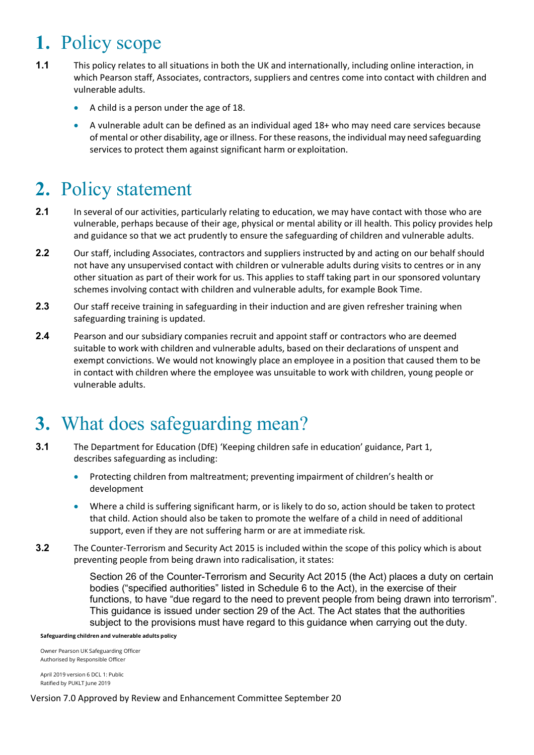# 1. Policy scope

**1.1** This policy relates to all situations in both the UK and internationally, including online interaction, in which Pearson staff, Associates, contractors, suppliers and centres come into contact with children and vulnerable adults.

- A child is a person under the age of 18.
- A vulnerable adult can be defined as an individual aged 18+ who may need care services because of mental or other disability, age or illness. For these reasons, the individual may need safeguarding services to protect them against significant harm or exploitation.

# 2. Policy statement

**2.1** In several of our activities, particularly relating to education, we may have contact with those who are vulnerable, perhaps because of their age, physical or mental ability or ill health. This policy provides help and guidance so that we act prudently to ensure the safeguarding of children and vulnerable adults.

**2.2** Our staff, including Associates, contractors and suppliers instructed by and acting on our behalf should not have any unsupervised contact with children or vulnerable adults during visits to centres or in any other situation as part of their work for us. This applies to staff taking part in our sponsored voluntary schemes involving contact with children and vulnerable adults, for example Book Time.

**2.3** Our staff receive training in safeguarding in their induction and are given refresher training when safeguarding training is updated.

**2.4** Pearson and our subsidiary companies recruit and appoint staff or contractors who are deemed suitable to work with children and vulnerable adults, based on their declarations of unspent and exempt convictions. We would not knowingly place an employee in a position that caused them to be in contact with children where the employee was unsuitable to work with children, young people or vulnerable adults.

# 3. What does safeguarding mean?

**3.1** The Department for Education (DfE) 'Keeping children safe in education' guidance, Part 1, describes safeguarding as including:

- Protecting children from maltreatment; preventing impairment of children's health or development
- Where a child is suffering significant harm, or is likely to do so, action should be taken to protect that child. Action should also be taken to promote the welfare of a child in need of additional support, even if they are not suffering harm or are at immediate risk.

**3.2** The Counter-Terrorism and Security Act 2015 is included within the scope of this policy which is about preventing people from being drawn into radicalisation, it states:

> Section 26 of the Counter-Terrorism and Security Act 2015 (the Act) places a duty on certain bodies ("specified authorities" listed in Schedule 6 to the Act), in the exercise of their functions, to have "due regard to the need to prevent people from being drawn into terrorism". This guidance is issued under section 29 of the Act. The Act states that the authorities subject to the provisions must have regard to this guidance when carrying out the duty.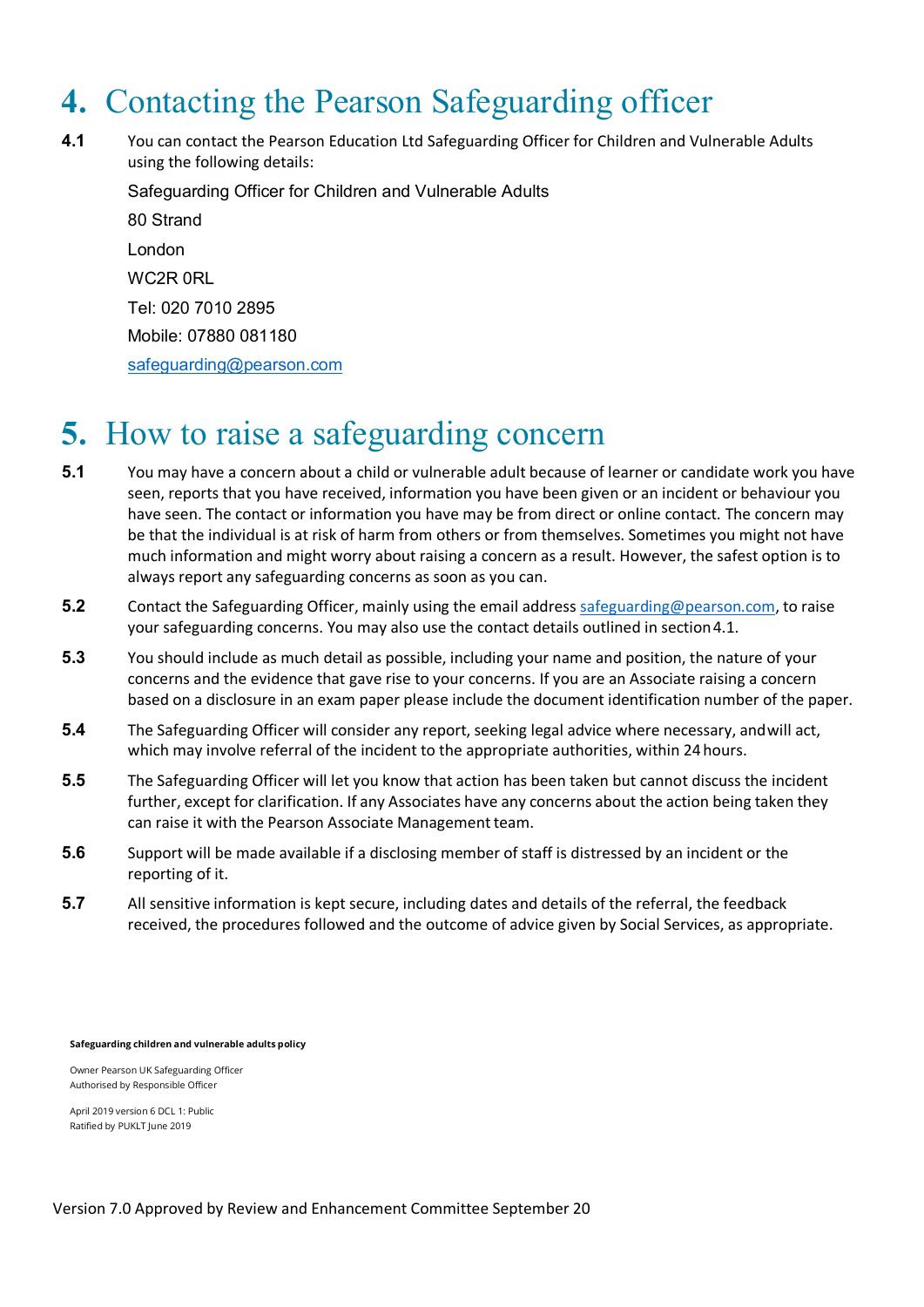# 4. Contacting the Pearson Safeguarding officer

**4.1** You can contact the Pearson Education Ltd Safeguarding Officer for Children and Vulnerable Adults using the following details:

Safeguarding Officer for Children and Vulnerable Adults

80 Strand

London

WC2R 0RL

Tel: 020 7010 2895

Mobile: 07880 081180

safeguarding@pearson.com

# 5. How to raise a safeguarding concern

**5.1** You may have a concern about a child or vulnerable adult because of learner or candidate work you have seen, reports that you have received, information you have been given or an incident or behaviour you have seen. The contact or information you have may be from direct or online contact. The concern may be that the individual is at risk of harm from others or from themselves. Sometimes you might not have much information and might worry about raising a concern as a result. However, the safest option is to always report any safeguarding concerns as soon as you can.

**5.2** Contact the Safeguarding Officer, mainly using the email address safeguarding@pearson.com, to raise your safeguarding concerns. You may also use the contact details outlined in section 4.1.

**5.3** You should include as much detail as possible, including your name and position, the nature of your concerns and the evidence that gave rise to your concerns. If you are an Associate raising a concern based on a disclosure in an exam paper please include the document identification number of the paper.

**5.4** The Safeguarding Officer will consider any report, seeking legal advice where necessary, and will act, which may involve referral of the incident to the appropriate authorities, within 24 hours.

**5.5** The Safeguarding Officer will let you know that action has been taken but cannot discuss the incident further, except for clarification. If any Associates have any concerns about the action being taken they can raise it with the Pearson Associate Management team.

**5.6** Support will be made available if a disclosing member of staff is distressed by an incident or the reporting of it.

**5.7** All sensitive information is kept secure, including dates and details of the referral, the feedback received, the procedures followed and the outcome of advice given by Social Services, as appropriate.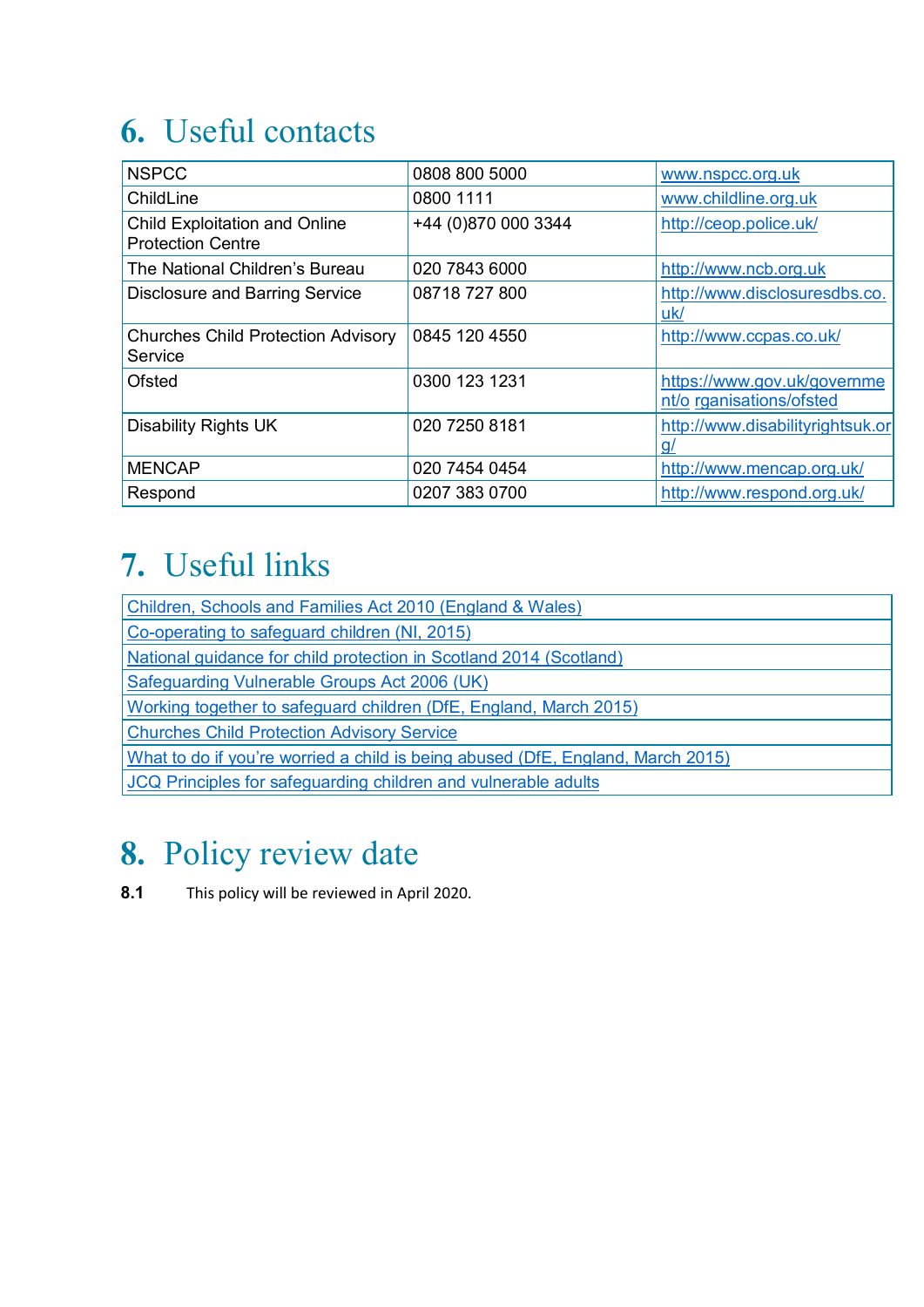## 6. Useful contacts

| | | |
|---|---|---|
| NSPCC | 0808 800 5000 | www.nspcc.org.uk |
| ChildLine | 0800 1111 | www.childline.org.uk |
| Child Exploitation and Online Protection Centre | +44 (0)870 000 3344 | http://ceop.police.uk/ |
| The National Children's Bureau | 020 7843 6000 | http://www.ncb.org.uk |
| Disclosure and Barring Service | 08718 727 800 | http://www.disclosuresdbs.co.uk/ |
| Churches Child Protection Advisory Service | 0845 120 4550 | http://www.ccpas.co.uk/ |
| Ofsted | 0300 123 1231 | https://www.gov.uk/government/o rganisations/ofsted |
| Disability Rights UK | 020 7250 8181 | http://www.disabilityrightsuk.org/ |
| MENCAP | 020 7454 0454 | http://www.mencap.org.uk/ |
| Respond | 0207 383 0700 | http://www.respond.org.uk/ |

## 7. Useful links

| |
|---|
| Children, Schools and Families Act 2010 (England & Wales) |
| Co-operating to safeguard children (NI, 2015) |
| National guidance for child protection in Scotland 2014 (Scotland) |
| Safeguarding Vulnerable Groups Act 2006 (UK) |
| Working together to safeguard children (DfE, England, March 2015) |
| Churches Child Protection Advisory Service |
| What to do if you're worried a child is being abused (DfE, England, March 2015) |
| JCQ Principles for safeguarding children and vulnerable adults |

## 8. Policy review date

**8.1** This policy will be reviewed in April 2020.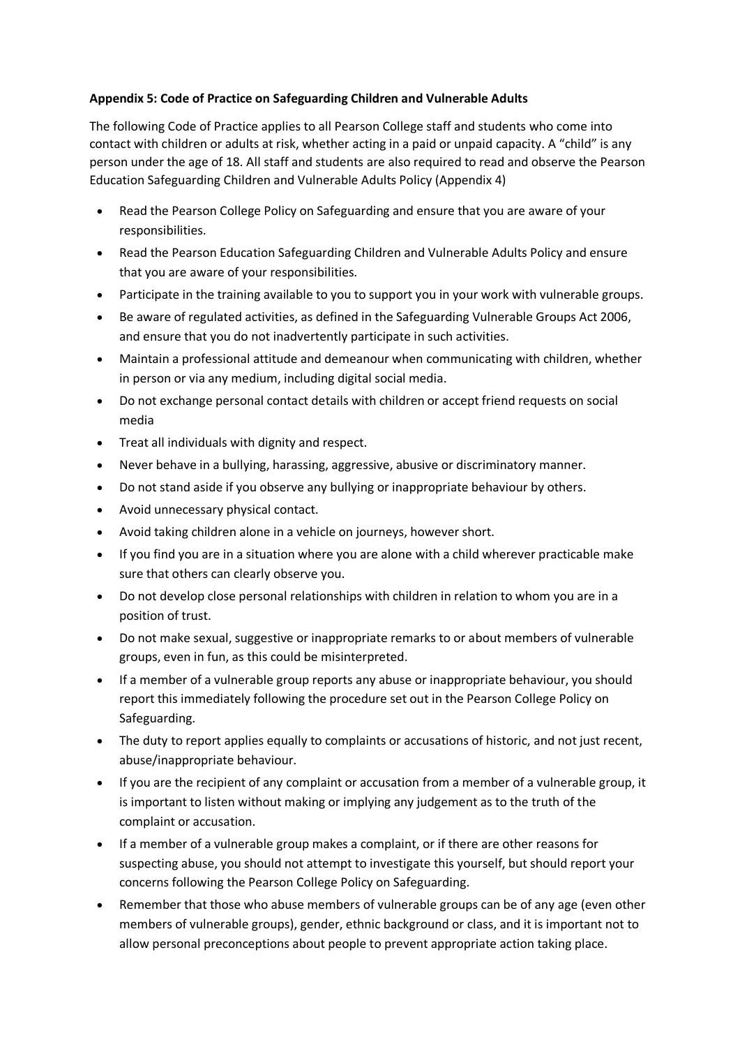**Appendix 5: Code of Practice on Safeguarding Children and Vulnerable Adults**

The following Code of Practice applies to all Pearson College staff and students who come into contact with children or adults at risk, whether acting in a paid or unpaid capacity. A "child" is any person under the age of 18. All staff and students are also required to read and observe the Pearson Education Safeguarding Children and Vulnerable Adults Policy (Appendix 4)

- Read the Pearson College Policy on Safeguarding and ensure that you are aware of your responsibilities.
- Read the Pearson Education Safeguarding Children and Vulnerable Adults Policy and ensure that you are aware of your responsibilities.
- Participate in the training available to you to support you in your work with vulnerable groups.
- Be aware of regulated activities, as defined in the Safeguarding Vulnerable Groups Act 2006, and ensure that you do not inadvertently participate in such activities.
- Maintain a professional attitude and demeanour when communicating with children, whether in person or via any medium, including digital social media.
- Do not exchange personal contact details with children or accept friend requests on social media
- Treat all individuals with dignity and respect.
- Never behave in a bullying, harassing, aggressive, abusive or discriminatory manner.
- Do not stand aside if you observe any bullying or inappropriate behaviour by others.
- Avoid unnecessary physical contact.
- Avoid taking children alone in a vehicle on journeys, however short.
- If you find you are in a situation where you are alone with a child wherever practicable make sure that others can clearly observe you.
- Do not develop close personal relationships with children in relation to whom you are in a position of trust.
- Do not make sexual, suggestive or inappropriate remarks to or about members of vulnerable groups, even in fun, as this could be misinterpreted.
- If a member of a vulnerable group reports any abuse or inappropriate behaviour, you should report this immediately following the procedure set out in the Pearson College Policy on Safeguarding.
- The duty to report applies equally to complaints or accusations of historic, and not just recent, abuse/inappropriate behaviour.
- If you are the recipient of any complaint or accusation from a member of a vulnerable group, it is important to listen without making or implying any judgement as to the truth of the complaint or accusation.
- If a member of a vulnerable group makes a complaint, or if there are other reasons for suspecting abuse, you should not attempt to investigate this yourself, but should report your concerns following the Pearson College Policy on Safeguarding.
- Remember that those who abuse members of vulnerable groups can be of any age (even other members of vulnerable groups), gender, ethnic background or class, and it is important not to allow personal preconceptions about people to prevent appropriate action taking place.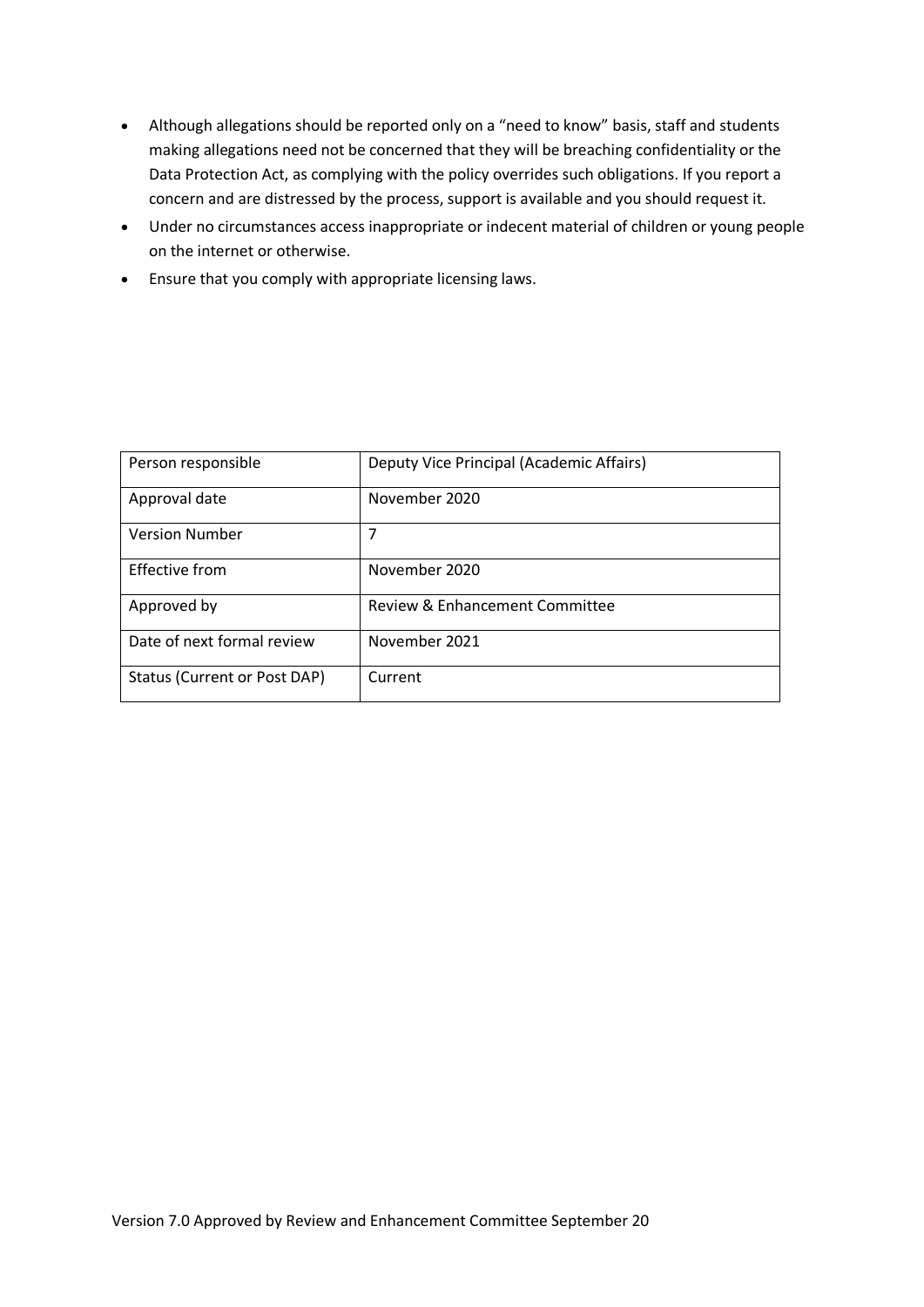- Although allegations should be reported only on a "need to know" basis, staff and students making allegations need not be concerned that they will be breaching confidentiality or the Data Protection Act, as complying with the policy overrides such obligations. If you report a concern and are distressed by the process, support is available and you should request it.
- Under no circumstances access inappropriate or indecent material of children or young people on the internet or otherwise.
- Ensure that you comply with appropriate licensing laws.

| | |
|---|---|
| Person responsible | Deputy Vice Principal (Academic Affairs) |
| Approval date | November 2020 |
| Version Number | 7 |
| Effective from | November 2020 |
| Approved by | Review & Enhancement Committee |
| Date of next formal review | November 2021 |
| Status (Current or Post DAP) | Current |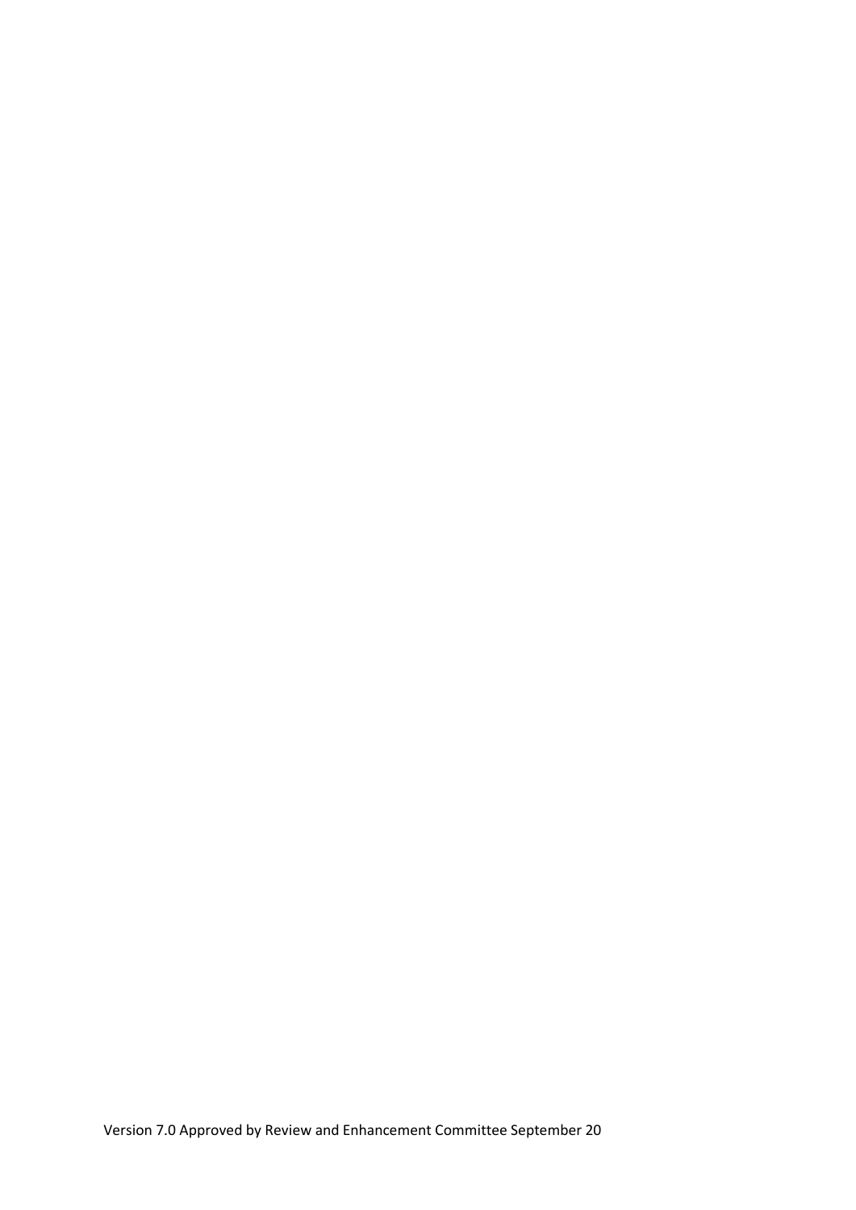Version 7.0 Approved by Review and Enhancement Committee September 20